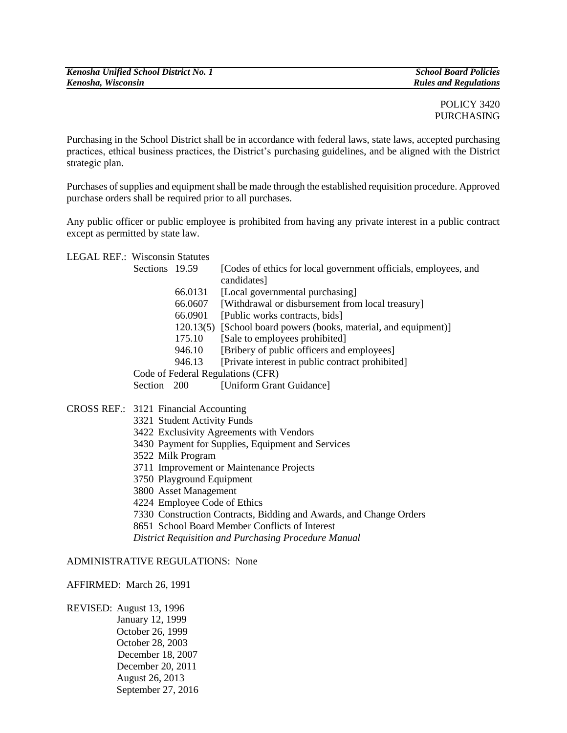POLICY 3420
PURCHASING

Purchasing in the School District shall be in accordance with federal laws, state laws, accepted purchasing practices, ethical business practices, the District's purchasing guidelines, and be aligned with the District strategic plan.

Purchases of supplies and equipment shall be made through the established requisition procedure. Approved purchase orders shall be required prior to all purchases.

Any public officer or public employee is prohibited from having any private interest in a public contract except as permitted by state law.

LEGAL REF.: Wisconsin Statutes

| | | |
|---|---|---|
| Sections | 19.59 | [Codes of ethics for local government officials, employees, and candidates] |
| | 66.0131 | [Local governmental purchasing] |
| | 66.0607 | [Withdrawal or disbursement from local treasury] |
| | 66.0901 | [Public works contracts, bids] |
| | 120.13(5) | [School board powers (books, material, and equipment)] |
| | 175.10 | [Sale to employees prohibited] |
| | 946.10 | [Bribery of public officers and employees] |
| | 946.13 | [Private interest in public contract prohibited] |

Code of Federal Regulations (CFR)

| | | |
|---|---|---|
| Section | 200 | [Uniform Grant Guidance] |

CROSS REF.:
3121 Financial Accounting
3321 Student Activity Funds
3422 Exclusivity Agreements with Vendors
3430 Payment for Supplies, Equipment and Services
3522 Milk Program
3711 Improvement or Maintenance Projects
3750 Playground Equipment
3800 Asset Management
4224 Employee Code of Ethics
7330 Construction Contracts, Bidding and Awards, and Change Orders
8651 School Board Member Conflicts of Interest
*District Requisition and Purchasing Procedure Manual*

ADMINISTRATIVE REGULATIONS: None

AFFIRMED: March 26, 1991

REVISED: August 13, 1996
January 12, 1999
October 26, 1999
October 28, 2003
December 18, 2007
December 20, 2011
August 26, 2013
September 27, 2016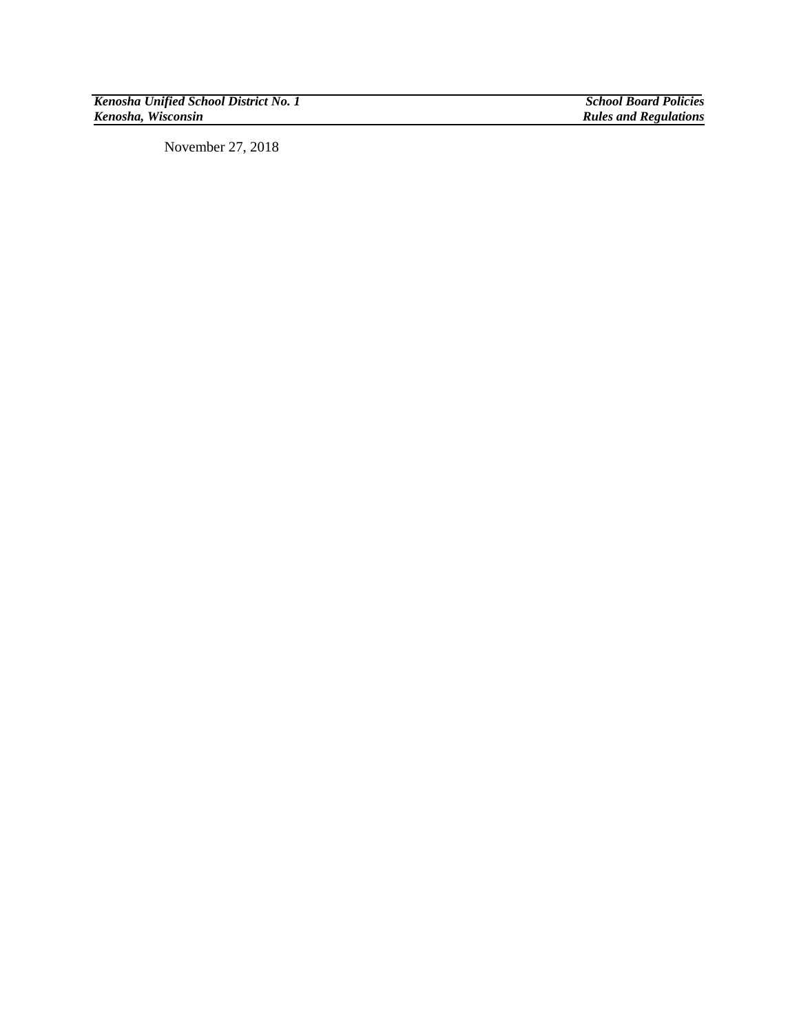November 27, 2018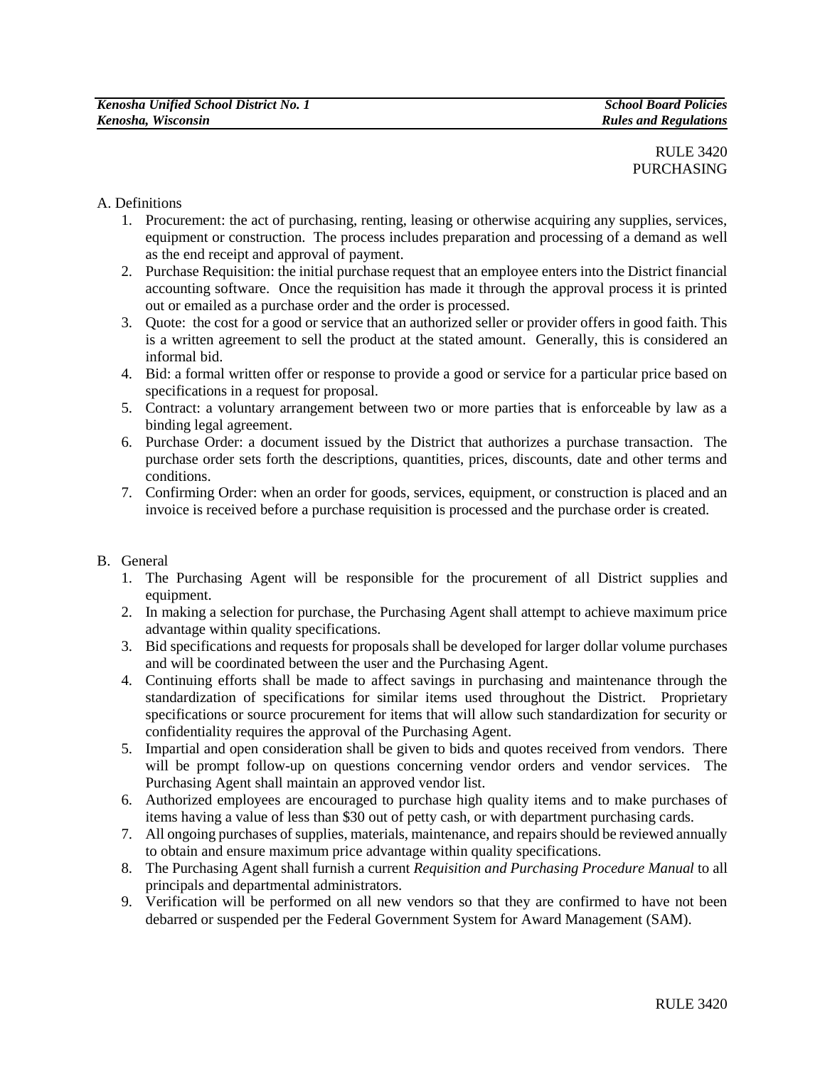RULE 3420
PURCHASING

A. Definitions

1. Procurement: the act of purchasing, renting, leasing or otherwise acquiring any supplies, services, equipment or construction. The process includes preparation and processing of a demand as well as the end receipt and approval of payment.
2. Purchase Requisition: the initial purchase request that an employee enters into the District financial accounting software. Once the requisition has made it through the approval process it is printed out or emailed as a purchase order and the order is processed.
3. Quote: the cost for a good or service that an authorized seller or provider offers in good faith. This is a written agreement to sell the product at the stated amount. Generally, this is considered an informal bid.
4. Bid: a formal written offer or response to provide a good or service for a particular price based on specifications in a request for proposal.
5. Contract: a voluntary arrangement between two or more parties that is enforceable by law as a binding legal agreement.
6. Purchase Order: a document issued by the District that authorizes a purchase transaction. The purchase order sets forth the descriptions, quantities, prices, discounts, date and other terms and conditions.
7. Confirming Order: when an order for goods, services, equipment, or construction is placed and an invoice is received before a purchase requisition is processed and the purchase order is created.

B. General

1. The Purchasing Agent will be responsible for the procurement of all District supplies and equipment.
2. In making a selection for purchase, the Purchasing Agent shall attempt to achieve maximum price advantage within quality specifications.
3. Bid specifications and requests for proposals shall be developed for larger dollar volume purchases and will be coordinated between the user and the Purchasing Agent.
4. Continuing efforts shall be made to affect savings in purchasing and maintenance through the standardization of specifications for similar items used throughout the District. Proprietary specifications or source procurement for items that will allow such standardization for security or confidentiality requires the approval of the Purchasing Agent.
5. Impartial and open consideration shall be given to bids and quotes received from vendors. There will be prompt follow-up on questions concerning vendor orders and vendor services. The Purchasing Agent shall maintain an approved vendor list.
6. Authorized employees are encouraged to purchase high quality items and to make purchases of items having a value of less than $30 out of petty cash, or with department purchasing cards.
7. All ongoing purchases of supplies, materials, maintenance, and repairs should be reviewed annually to obtain and ensure maximum price advantage within quality specifications.
8. The Purchasing Agent shall furnish a current *Requisition and Purchasing Procedure Manual* to all principals and departmental administrators.
9. Verification will be performed on all new vendors so that they are confirmed to have not been debarred or suspended per the Federal Government System for Award Management (SAM).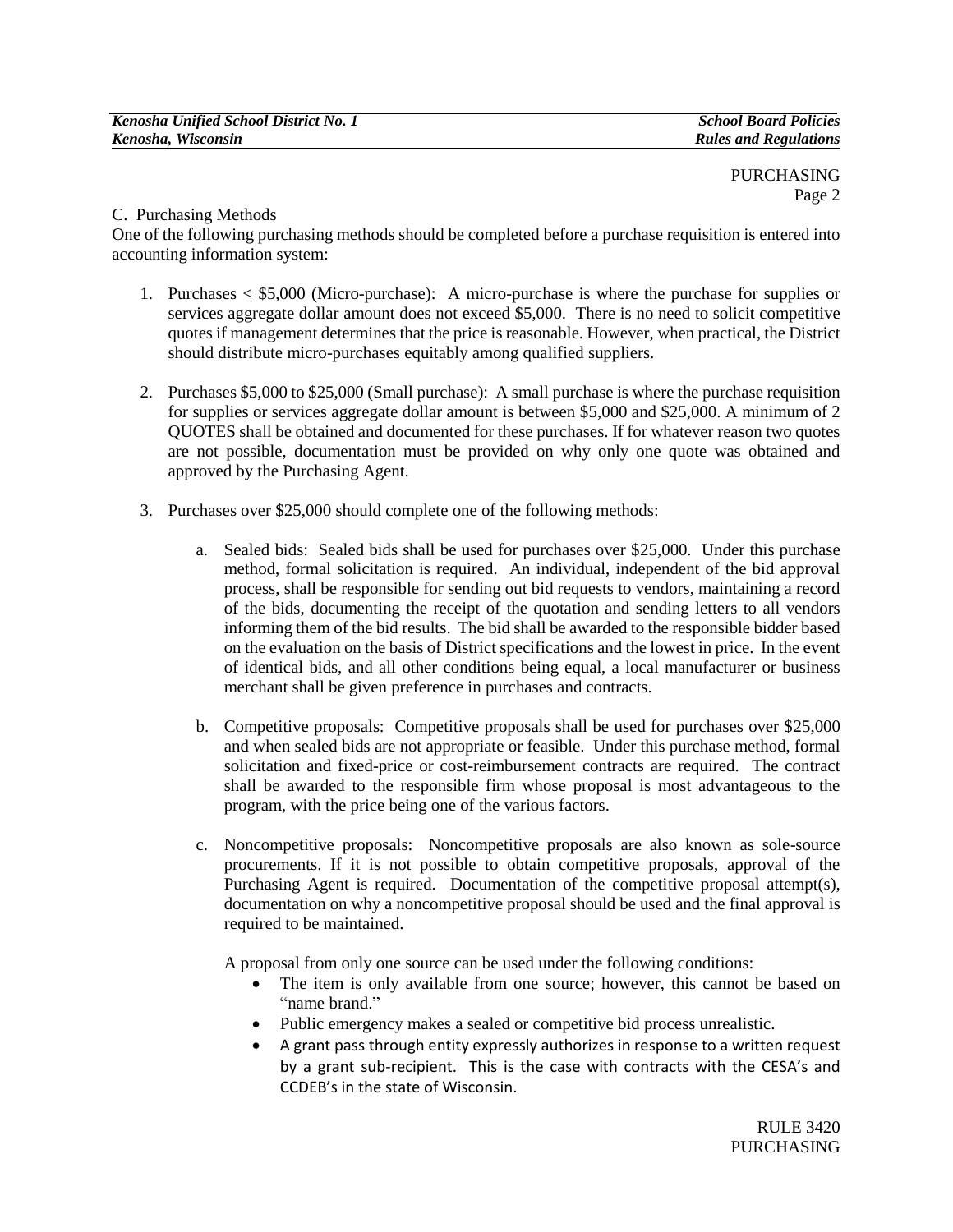C. Purchasing Methods

One of the following purchasing methods should be completed before a purchase requisition is entered into accounting information system:

1. Purchases < $5,000 (Micro-purchase): A micro-purchase is where the purchase for supplies or services aggregate dollar amount does not exceed $5,000. There is no need to solicit competitive quotes if management determines that the price is reasonable. However, when practical, the District should distribute micro-purchases equitably among qualified suppliers.

2. Purchases $5,000 to $25,000 (Small purchase): A small purchase is where the purchase requisition for supplies or services aggregate dollar amount is between $5,000 and $25,000. A minimum of 2 QUOTES shall be obtained and documented for these purchases. If for whatever reason two quotes are not possible, documentation must be provided on why only one quote was obtained and approved by the Purchasing Agent.

3. Purchases over $25,000 should complete one of the following methods:

   a. Sealed bids: Sealed bids shall be used for purchases over $25,000. Under this purchase method, formal solicitation is required. An individual, independent of the bid approval process, shall be responsible for sending out bid requests to vendors, maintaining a record of the bids, documenting the receipt of the quotation and sending letters to all vendors informing them of the bid results. The bid shall be awarded to the responsible bidder based on the evaluation on the basis of District specifications and the lowest in price. In the event of identical bids, and all other conditions being equal, a local manufacturer or business merchant shall be given preference in purchases and contracts.

   b. Competitive proposals: Competitive proposals shall be used for purchases over $25,000 and when sealed bids are not appropriate or feasible. Under this purchase method, formal solicitation and fixed-price or cost-reimbursement contracts are required. The contract shall be awarded to the responsible firm whose proposal is most advantageous to the program, with the price being one of the various factors.

   c. Noncompetitive proposals: Noncompetitive proposals are also known as sole-source procurements. If it is not possible to obtain competitive proposals, approval of the Purchasing Agent is required. Documentation of the competitive proposal attempt(s), documentation on why a noncompetitive proposal should be used and the final approval is required to be maintained.

      A proposal from only one source can be used under the following conditions:

      - The item is only available from one source; however, this cannot be based on "name brand."
      - Public emergency makes a sealed or competitive bid process unrealistic.
      - A grant pass through entity expressly authorizes in response to a written request by a grant sub-recipient. This is the case with contracts with the CESA's and CCDEB's in the state of Wisconsin.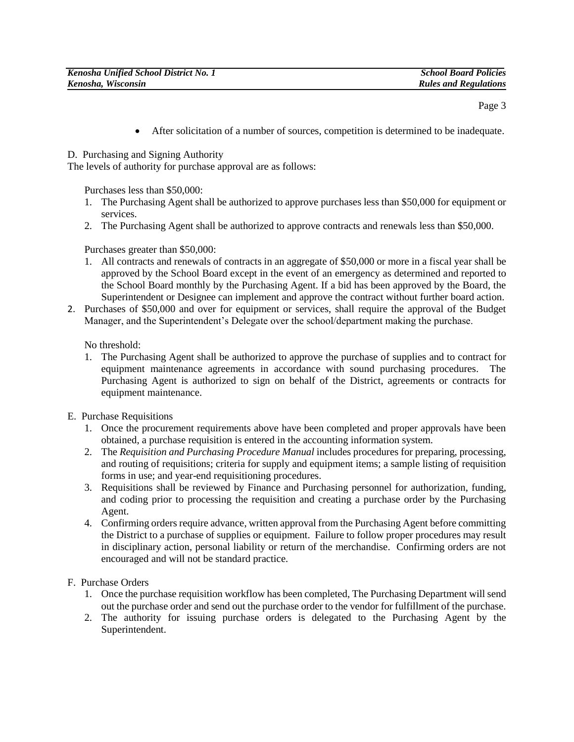- After solicitation of a number of sources, competition is determined to be inadequate.

D. Purchasing and Signing Authority

The levels of authority for purchase approval are as follows:

Purchases less than $50,000:

1. The Purchasing Agent shall be authorized to approve purchases less than $50,000 for equipment or services.
2. The Purchasing Agent shall be authorized to approve contracts and renewals less than $50,000.

Purchases greater than $50,000:

1. All contracts and renewals of contracts in an aggregate of $50,000 or more in a fiscal year shall be approved by the School Board except in the event of an emergency as determined and reported to the School Board monthly by the Purchasing Agent. If a bid has been approved by the Board, the Superintendent or Designee can implement and approve the contract without further board action.
2. Purchases of $50,000 and over for equipment or services, shall require the approval of the Budget Manager, and the Superintendent's Delegate over the school/department making the purchase.

No threshold:

1. The Purchasing Agent shall be authorized to approve the purchase of supplies and to contract for equipment maintenance agreements in accordance with sound purchasing procedures. The Purchasing Agent is authorized to sign on behalf of the District, agreements or contracts for equipment maintenance.

E. Purchase Requisitions

1. Once the procurement requirements above have been completed and proper approvals have been obtained, a purchase requisition is entered in the accounting information system.
2. The *Requisition and Purchasing Procedure Manual* includes procedures for preparing, processing, and routing of requisitions; criteria for supply and equipment items; a sample listing of requisition forms in use; and year-end requisitioning procedures.
3. Requisitions shall be reviewed by Finance and Purchasing personnel for authorization, funding, and coding prior to processing the requisition and creating a purchase order by the Purchasing Agent.
4. Confirming orders require advance, written approval from the Purchasing Agent before committing the District to a purchase of supplies or equipment. Failure to follow proper procedures may result in disciplinary action, personal liability or return of the merchandise. Confirming orders are not encouraged and will not be standard practice.

F. Purchase Orders

1. Once the purchase requisition workflow has been completed, The Purchasing Department will send out the purchase order and send out the purchase order to the vendor for fulfillment of the purchase.
2. The authority for issuing purchase orders is delegated to the Purchasing Agent by the Superintendent.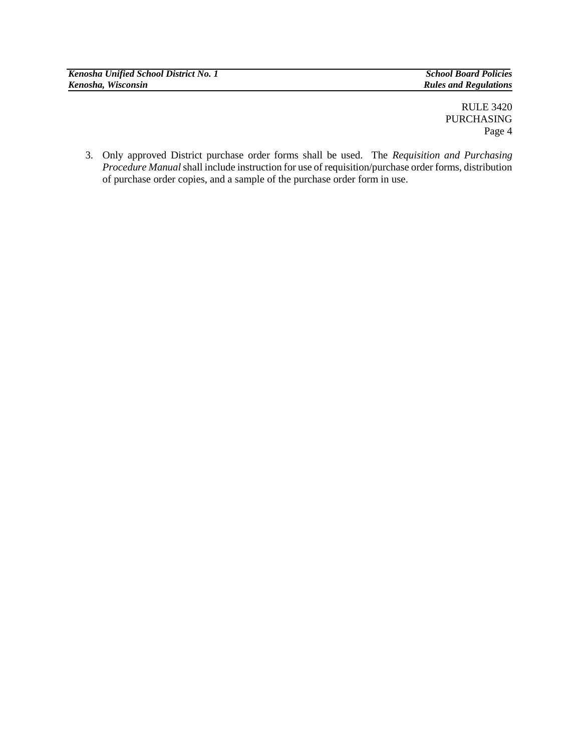3. Only approved District purchase order forms shall be used. The *Requisition and Purchasing Procedure Manual* shall include instruction for use of requisition/purchase order forms, distribution of purchase order copies, and a sample of the purchase order form in use.